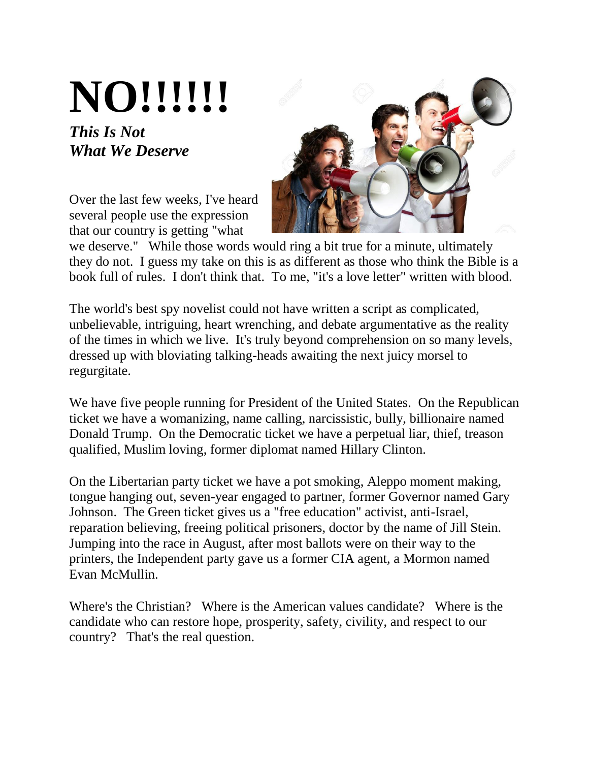# NO!!!!!!

***This Is Not What We Deserve***

Over the last few weeks, I've heard several people use the expression that our country is getting "what we deserve." While those words would ring a bit true for a minute, ultimately they do not. I guess my take on this is as different as those who think the Bible is a book full of rules. I don't think that. To me, "it's a love letter" written with blood.

The world's best spy novelist could not have written a script as complicated, unbelievable, intriguing, heart wrenching, and debate argumentative as the reality of the times in which we live. It's truly beyond comprehension on so many levels, dressed up with bloviating talking-heads awaiting the next juicy morsel to regurgitate.

We have five people running for President of the United States. On the Republican ticket we have a womanizing, name calling, narcissistic, bully, billionaire named Donald Trump. On the Democratic ticket we have a perpetual liar, thief, treason qualified, Muslim loving, former diplomat named Hillary Clinton.

On the Libertarian party ticket we have a pot smoking, Aleppo moment making, tongue hanging out, seven-year engaged to partner, former Governor named Gary Johnson. The Green ticket gives us a "free education" activist, anti-Israel, reparation believing, freeing political prisoners, doctor by the name of Jill Stein. Jumping into the race in August, after most ballots were on their way to the printers, the Independent party gave us a former CIA agent, a Mormon named Evan McMullin.

Where's the Christian? Where is the American values candidate? Where is the candidate who can restore hope, prosperity, safety, civility, and respect to our country? That's the real question.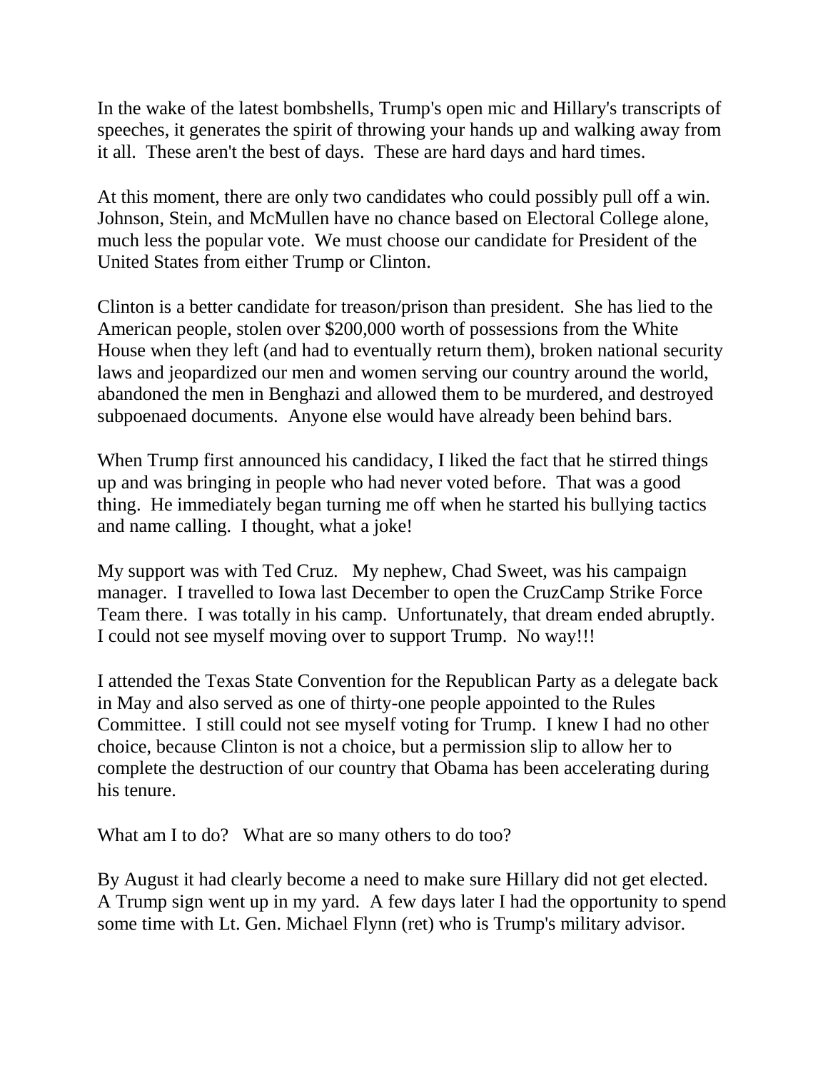In the wake of the latest bombshells, Trump's open mic and Hillary's transcripts of speeches, it generates the spirit of throwing your hands up and walking away from it all. These aren't the best of days. These are hard days and hard times.

At this moment, there are only two candidates who could possibly pull off a win. Johnson, Stein, and McMullen have no chance based on Electoral College alone, much less the popular vote. We must choose our candidate for President of the United States from either Trump or Clinton.

Clinton is a better candidate for treason/prison than president. She has lied to the American people, stolen over $200,000 worth of possessions from the White House when they left (and had to eventually return them), broken national security laws and jeopardized our men and women serving our country around the world, abandoned the men in Benghazi and allowed them to be murdered, and destroyed subpoenaed documents. Anyone else would have already been behind bars.

When Trump first announced his candidacy, I liked the fact that he stirred things up and was bringing in people who had never voted before. That was a good thing. He immediately began turning me off when he started his bullying tactics and name calling. I thought, what a joke!

My support was with Ted Cruz. My nephew, Chad Sweet, was his campaign manager. I travelled to Iowa last December to open the CruzCamp Strike Force Team there. I was totally in his camp. Unfortunately, that dream ended abruptly. I could not see myself moving over to support Trump. No way!!!

I attended the Texas State Convention for the Republican Party as a delegate back in May and also served as one of thirty-one people appointed to the Rules Committee. I still could not see myself voting for Trump. I knew I had no other choice, because Clinton is not a choice, but a permission slip to allow her to complete the destruction of our country that Obama has been accelerating during his tenure.

What am I to do? What are so many others to do too?

By August it had clearly become a need to make sure Hillary did not get elected. A Trump sign went up in my yard. A few days later I had the opportunity to spend some time with Lt. Gen. Michael Flynn (ret) who is Trump's military advisor.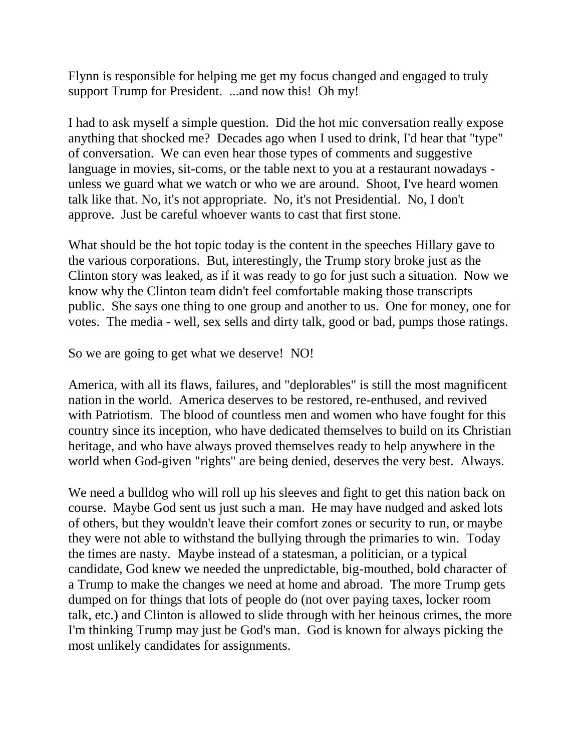Flynn is responsible for helping me get my focus changed and engaged to truly support Trump for President. ...and now this! Oh my!

I had to ask myself a simple question. Did the hot mic conversation really expose anything that shocked me? Decades ago when I used to drink, I'd hear that "type" of conversation. We can even hear those types of comments and suggestive language in movies, sit-coms, or the table next to you at a restaurant nowadays - unless we guard what we watch or who we are around. Shoot, I've heard women talk like that. No, it's not appropriate. No, it's not Presidential. No, I don't approve. Just be careful whoever wants to cast that first stone.

What should be the hot topic today is the content in the speeches Hillary gave to the various corporations. But, interestingly, the Trump story broke just as the Clinton story was leaked, as if it was ready to go for just such a situation. Now we know why the Clinton team didn't feel comfortable making those transcripts public. She says one thing to one group and another to us. One for money, one for votes. The media - well, sex sells and dirty talk, good or bad, pumps those ratings.

So we are going to get what we deserve! NO!

America, with all its flaws, failures, and "deplorables" is still the most magnificent nation in the world. America deserves to be restored, re-enthused, and revived with Patriotism. The blood of countless men and women who have fought for this country since its inception, who have dedicated themselves to build on its Christian heritage, and who have always proved themselves ready to help anywhere in the world when God-given "rights" are being denied, deserves the very best. Always.

We need a bulldog who will roll up his sleeves and fight to get this nation back on course. Maybe God sent us just such a man. He may have nudged and asked lots of others, but they wouldn't leave their comfort zones or security to run, or maybe they were not able to withstand the bullying through the primaries to win. Today the times are nasty. Maybe instead of a statesman, a politician, or a typical candidate, God knew we needed the unpredictable, big-mouthed, bold character of a Trump to make the changes we need at home and abroad. The more Trump gets dumped on for things that lots of people do (not over paying taxes, locker room talk, etc.) and Clinton is allowed to slide through with her heinous crimes, the more I'm thinking Trump may just be God's man. God is known for always picking the most unlikely candidates for assignments.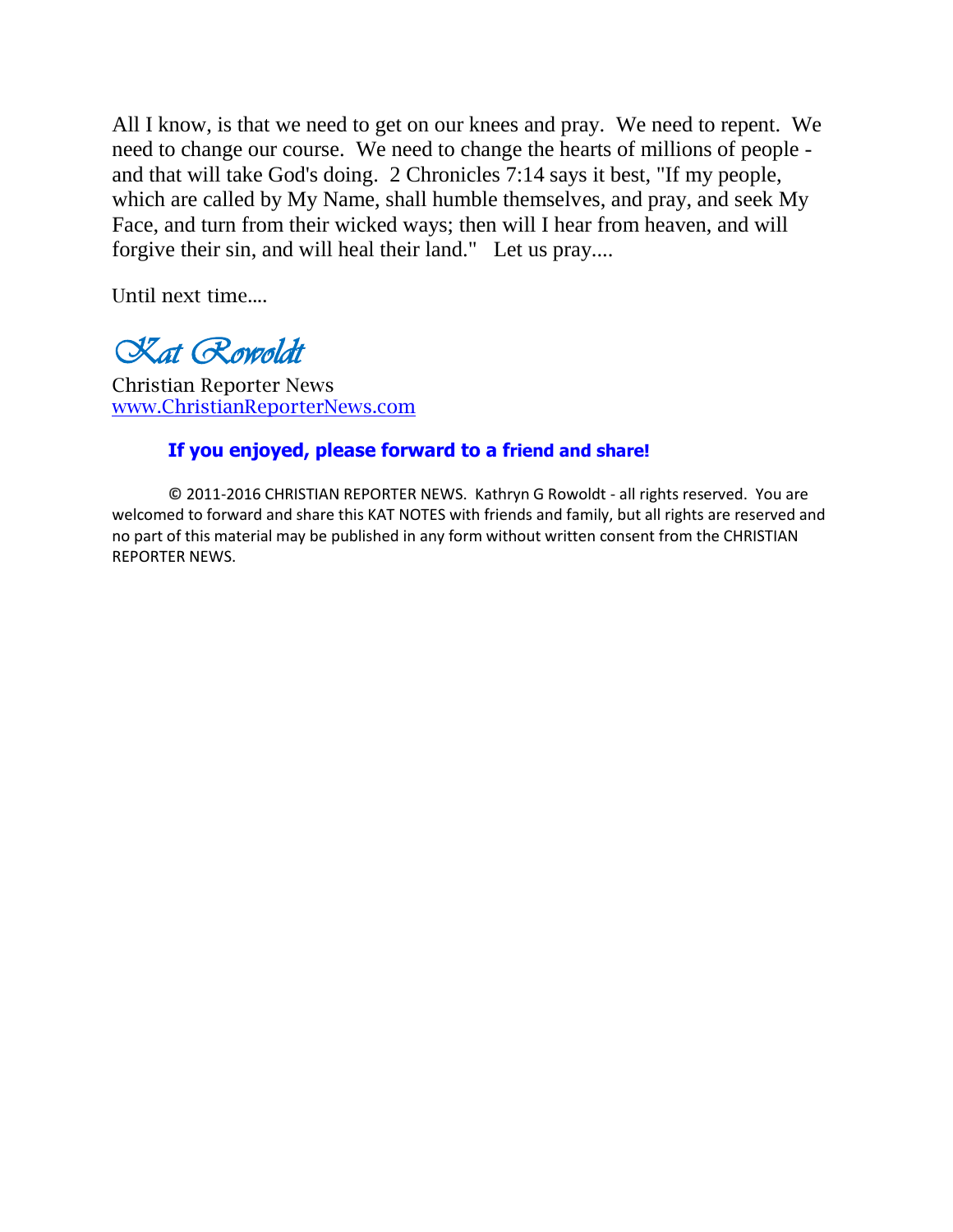All I know, is that we need to get on our knees and pray. We need to repent. We need to change our course. We need to change the hearts of millions of people - and that will take God's doing. 2 Chronicles 7:14 says it best, "If my people, which are called by My Name, shall humble themselves, and pray, and seek My Face, and turn from their wicked ways; then will I hear from heaven, and will forgive their sin, and will heal their land." Let us pray....

Until next time....

*Kat Rowoldt*

Christian Reporter News
[www.ChristianReporterNews.com](http://www.ChristianReporterNews.com)

**If you enjoyed, please forward to a friend and share!**

© 2011-2016 CHRISTIAN REPORTER NEWS. Kathryn G Rowoldt - all rights reserved. You are welcomed to forward and share this KAT NOTES with friends and family, but all rights are reserved and no part of this material may be published in any form without written consent from the CHRISTIAN REPORTER NEWS.